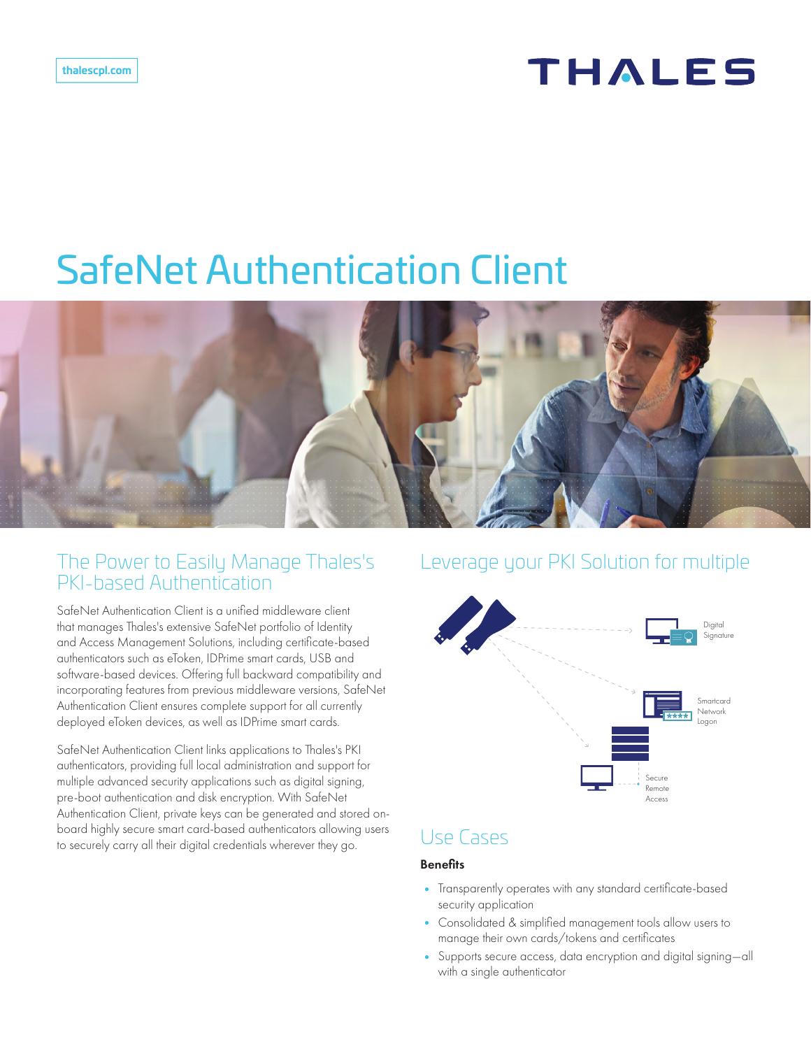thalescpl.com

# SafeNet Authentication Client

## The Power to Easily Manage Thales's PKI-based Authentication

SafeNet Authentication Client is a unified middleware client that manages Thales's extensive SafeNet portfolio of Identity and Access Management Solutions, including certificate-based authenticators such as eToken, IDPrime smart cards, USB and software-based devices. Offering full backward compatibility and incorporating features from previous middleware versions, SafeNet Authentication Client ensures complete support for all currently deployed eToken devices, as well as IDPrime smart cards.

SafeNet Authentication Client links applications to Thales's PKI authenticators, providing full local administration and support for multiple advanced security applications such as digital signing, pre-boot authentication and disk encryption. With SafeNet Authentication Client, private keys can be generated and stored on-board highly secure smart card-based authenticators allowing users to securely carry all their digital credentials wherever they go.

## Leverage your PKI Solution for multiple

Digital Signature

Smartcard Network Logon

Secure Remote Access

## Use Cases

**Benefits**

- Transparently operates with any standard certificate-based security application
- Consolidated & simplified management tools allow users to manage their own cards/tokens and certificates
- Supports secure access, data encryption and digital signing—all with a single authenticator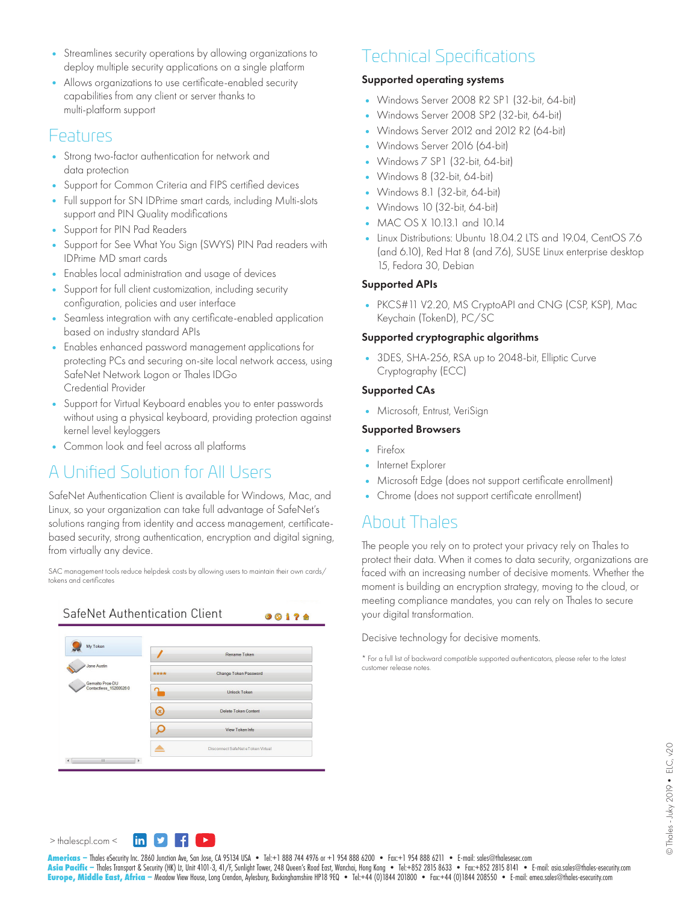- Streamlines security operations by allowing organizations to deploy multiple security applications on a single platform
- Allows organizations to use certificate-enabled security capabilities from any client or server thanks to multi-platform support

## Features

- Strong two-factor authentication for network and data protection
- Support for Common Criteria and FIPS certified devices
- Full support for SN IDPrime smart cards, including Multi-slots support and PIN Quality modifications
- Support for PIN Pad Readers
- Support for See What You Sign (SWYS) PIN Pad readers with IDPrime MD smart cards
- Enables local administration and usage of devices
- Support for full client customization, including security configuration, policies and user interface
- Seamless integration with any certificate-enabled application based on industry standard APIs
- Enables enhanced password management applications for protecting PCs and securing on-site local network access, using SafeNet Network Logon or Thales IDGo Credential Provider
- Support for Virtual Keyboard enables you to enter passwords without using a physical keyboard, providing protection against kernel level keyloggers
- Common look and feel across all platforms

## A Unified Solution for All Users

SafeNet Authentication Client is available for Windows, Mac, and Linux, so your organization can take full advantage of SafeNet's solutions ranging from identity and access management, certificate-based security, strong authentication, encryption and digital signing, from virtually any device.

SAC management tools reduce helpdesk costs by allowing users to maintain their own cards/ tokens and certificates

SafeNet Authentication Client

My Token
Jane Austin
Gemalto Prox-DU Contactless_15200528.0

Rename Token
Change Token Password
Unlock Token
Delete Token Content
View Token Info
Disconnect SafeNet eToken Virtual

## Technical Specifications

### Supported operating systems

- Windows Server 2008 R2 SP1 (32-bit, 64-bit)
- Windows Server 2008 SP2 (32-bit, 64-bit)
- Windows Server 2012 and 2012 R2 (64-bit)
- Windows Server 2016 (64-bit)
- Windows 7 SP1 (32-bit, 64-bit)
- Windows 8 (32-bit, 64-bit)
- Windows 8.1 (32-bit, 64-bit)
- Windows 10 (32-bit, 64-bit)
- MAC OS X 10.13.1 and 10.14
- Linux Distributions: Ubuntu 18.04.2 LTS and 19.04, CentOS 7.6 (and 6.10), Red Hat 8 (and 7.6), SUSE Linux enterprise desktop 15, Fedora 30, Debian

### Supported APIs

- PKCS#11 V2.20, MS CryptoAPI and CNG (CSP, KSP), Mac Keychain (TokenD), PC/SC

### Supported cryptographic algorithms

- 3DES, SHA-256, RSA up to 2048-bit, Elliptic Curve Cryptography (ECC)

### Supported CAs

- Microsoft, Entrust, VeriSign

### Supported Browsers

- Firefox
- Internet Explorer
- Microsoft Edge (does not support certificate enrollment)
- Chrome (does not support certificate enrollment)

## About Thales

The people you rely on to protect your privacy rely on Thales to protect their data. When it comes to data security, organizations are faced with an increasing number of decisive moments. Whether the moment is building an encryption strategy, moving to the cloud, or meeting compliance mandates, you can rely on Thales to secure your digital transformation.

Decisive technology for decisive moments.

* For a full list of backward compatible supported authenticators, please refer to the latest customer release notes.

> thalescpl.com <

**Americas –** Thales eSecurity Inc. 2860 Junction Ave, San Jose, CA 95134 USA • Tel:+1 888 744 4976 or +1 954 888 6200 • Fax:+1 954 888 6211 • E-mail: sales@thalesesec.com
**Asia Pacific –** Thales Transport & Security (HK) Lt, Unit 4101-3, 41/F, Sunlight Tower, 248 Queen's Road East, Wanchai, Hong Kong • Tel:+852 2815 8633 • Fax:+852 2815 8141 • E-mail: asia.sales@thales-esecurity.com
**Europe, Middle East, Africa –** Meadow View House, Long Crendon, Aylesbury, Buckinghamshire HP18 9EQ • Tel:+44 (0)1844 201800 • Fax:+44 (0)1844 208550 • E-mail: emea.sales@thales-esecurity.com

© Thales - Juky 2019 • ELC, v20